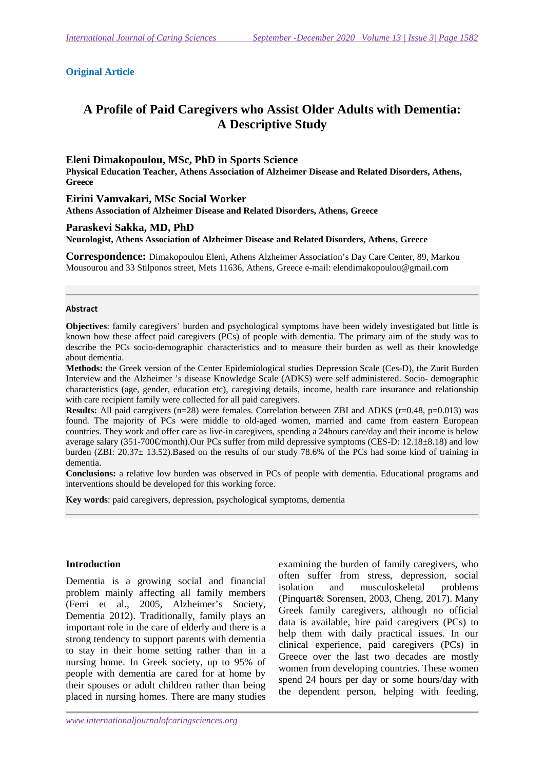**Original Article**

# A Profile of Paid Caregivers who Assist Older Adults with Dementia: A Descriptive Study

**Eleni Dimakopoulou, MSc, PhD in Sports Science**
**Physical Education Teacher, Athens Association of Alzheimer Disease and Related Disorders, Athens, Greece**

**Eirini Vamvakari, MSc Social Worker**
**Athens Association of Alzheimer Disease and Related Disorders, Athens, Greece**

**Paraskevi Sakka, MD, PhD**
**Neurologist, Athens Association of Alzheimer Disease and Related Disorders, Athens, Greece**

**Correspondence:** Dimakopoulou Eleni, Athens Alzheimer Association's Day Care Center, 89, Markou Mousourou and 33 Stilponos street, Mets 11636, Athens, Greece e-mail: elendimakopoulou@gmail.com

**Abstract**

**Objectives**: family caregivers' burden and psychological symptoms have been widely investigated but little is known how these affect paid caregivers (PCs) of people with dementia. The primary aim of the study was to describe the PCs socio-demographic characteristics and to measure their burden as well as their knowledge about dementia.

**Methods:** the Greek version of the Center Epidemiological studies Depression Scale (Ces-D), the Zurit Burden Interview and the Alzheimer 's disease Knowledge Scale (ADKS) were self administered. Socio- demographic characteristics (age, gender, education etc), caregiving details, income, health care insurance and relationship with care recipient family were collected for all paid caregivers.

**Results:** All paid caregivers (n=28) were females. Correlation between ZBI and ADKS ($r=0.48$, $p=0.013$) was found. The majority of PCs were middle to old-aged women, married and came from eastern European countries. They work and offer care as live-in caregivers, spending a 24hours care/day and their income is below average salary (351-700€/month).Our PCs suffer from mild depressive symptoms (CES-D: $12.18\pm8.18$) and low burden (ZBI: $20.37\pm 13.52$).Based on the results of our study 78.6% of the PCs had some kind of training in dementia.

**Conclusions:** a relative low burden was observed in PCs of people with dementia. Educational programs and interventions should be developed for this working force.

**Key words**: paid caregivers, depression, psychological symptoms, dementia

## Introduction

Dementia is a growing social and financial problem mainly affecting all family members (Ferri et al., 2005, Alzheimer's Society, Dementia 2012). Traditionally, family plays an important role in the care of elderly and there is a strong tendency to support parents with dementia to stay in their home setting rather than in a nursing home. In Greek society, up to 95% of people with dementia are cared for at home by their spouses or adult children rather than being placed in nursing homes. There are many studies examining the burden of family caregivers, who often suffer from stress, depression, social isolation and musculoskeletal problems (Pinquart& Sorensen, 2003, Cheng, 2017). Many Greek family caregivers, although no official data is available, hire paid caregivers (PCs) to help them with daily practical issues. In our clinical experience, paid caregivers (PCs) in Greece over the last two decades are mostly women from developing countries. These women spend 24 hours per day or some hours/day with the dependent person, helping with feeding,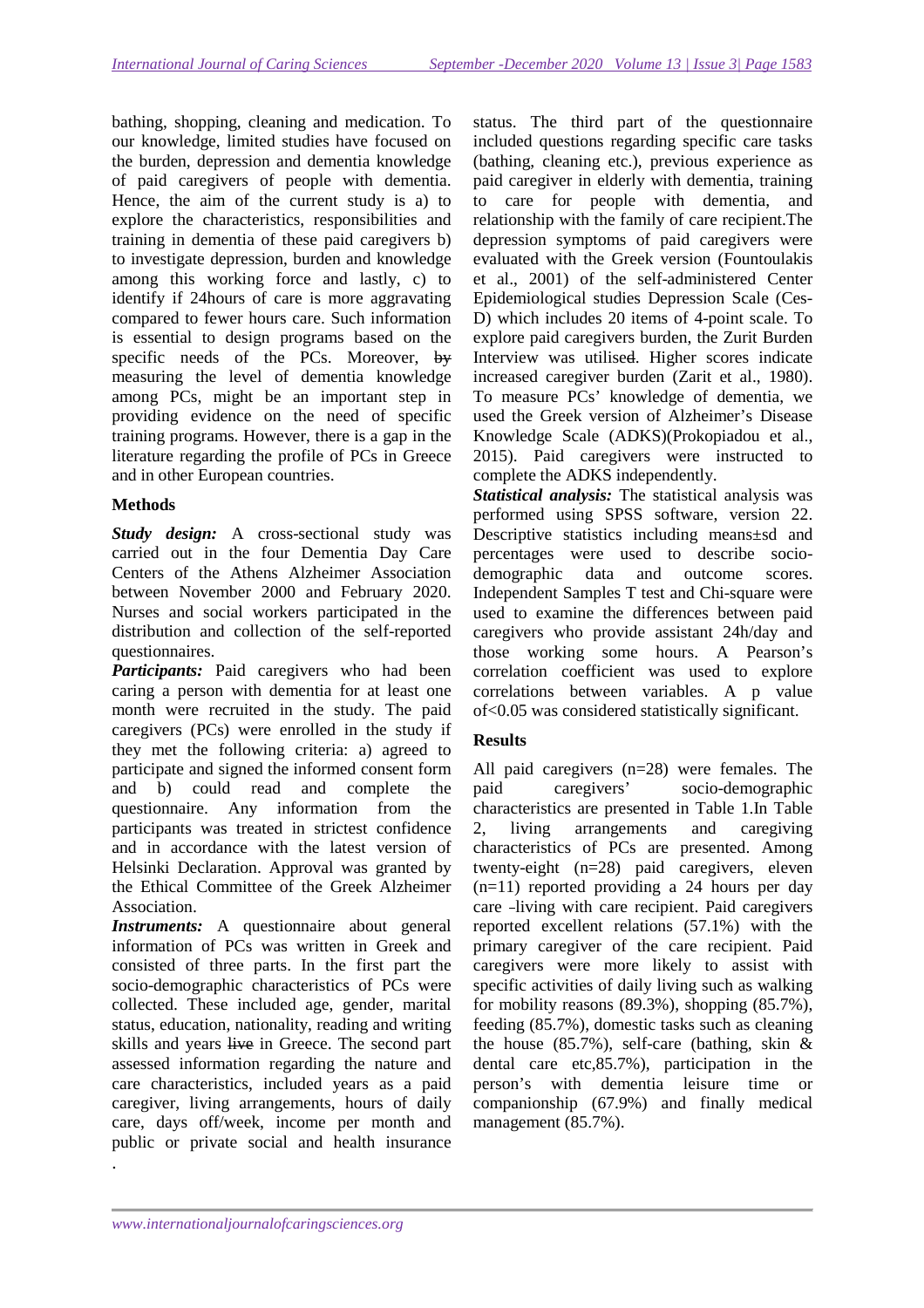bathing, shopping, cleaning and medication. To our knowledge, limited studies have focused on the burden, depression and dementia knowledge of paid caregivers of people with dementia. Hence, the aim of the current study is a) to explore the characteristics, responsibilities and training in dementia of these paid caregivers b) to investigate depression, burden and knowledge among this working force and lastly, c) to identify if 24hours of care is more aggravating compared to fewer hours care. Such information is essential to design programs based on the specific needs of the PCs. Moreover, ~~by~~ measuring the level of dementia knowledge among PCs, might be an important step in providing evidence on the need of specific training programs. However, there is a gap in the literature regarding the profile of PCs in Greece and in other European countries.

## Methods

***Study design:*** A cross-sectional study was carried out in the four Dementia Day Care Centers of the Athens Alzheimer Association between November 2000 and February 2020. Nurses and social workers participated in the distribution and collection of the self-reported questionnaires.

***Participants:*** Paid caregivers who had been caring a person with dementia for at least one month were recruited in the study. The paid caregivers (PCs) were enrolled in the study if they met the following criteria: a) agreed to participate and signed the informed consent form and b) could read and complete the questionnaire. Any information from the participants was treated in strictest confidence and in accordance with the latest version of Helsinki Declaration. Approval was granted by the Ethical Committee of the Greek Alzheimer Association.

***Instruments:*** A questionnaire about general information of PCs was written in Greek and consisted of three parts. In the first part the socio-demographic characteristics of PCs were collected. These included age, gender, marital status, education, nationality, reading and writing skills and years ~~live~~ in Greece. The second part assessed information regarding the nature and care characteristics, included years as a paid caregiver, living arrangements, hours of daily care, days off/week, income per month and public or private social and health insurance status. The third part of the questionnaire included questions regarding specific care tasks (bathing, cleaning etc.), previous experience as paid caregiver in elderly with dementia, training to care for people with dementia, and relationship with the family of care recipient.The depression symptoms of paid caregivers were evaluated with the Greek version (Fountoulakis et al., 2001) of the self-administered Center Epidemiological studies Depression Scale (Ces-D) which includes 20 items of 4-point scale. To explore paid caregivers burden, the Zurit Burden Interview was utilise~~d~~. Higher scores indicate increased caregiver burden (Zarit et al., 1980). To measure PCs' knowledge of dementia, we used the Greek version of Alzheimer's Disease Knowledge Scale (ADKS)(Prokopiadou et al., 2015). Paid caregivers were instructed to complete the ADKS independently.

***Statistical analysis:*** The statistical analysis was performed using SPSS software, version 22. Descriptive statistics including means±sd and percentages were used to describe socio-demographic data and outcome scores. Independent Samples T test and Chi-square were used to examine the differences between paid caregivers who provide assistant 24h/day and those working some hours. A Pearson's correlation coefficient was used to explore correlations between variables. A p value of<0.05 was considered statistically significant.

## Results

All paid caregivers (n=28) were females. The paid caregivers' socio-demographic characteristics are presented in Table 1.In Table 2, living arrangements and caregiving characteristics of PCs are presented. Among twenty-eight (n=28) paid caregivers, eleven (n=11) reported providing a 24 hours per day care -living with care recipient. Paid caregivers reported excellent relations (57.1%) with the primary caregiver of the care recipient. Paid caregivers were more likely to assist with specific activities of daily living such as walking for mobility reasons (89.3%), shopping (85.7%), feeding (85.7%), domestic tasks such as cleaning the house (85.7%), self-care (bathing, skin & dental care etc,85.7%), participation in the person's with dementia leisure time or companionship (67.9%) and finally medical management (85.7%).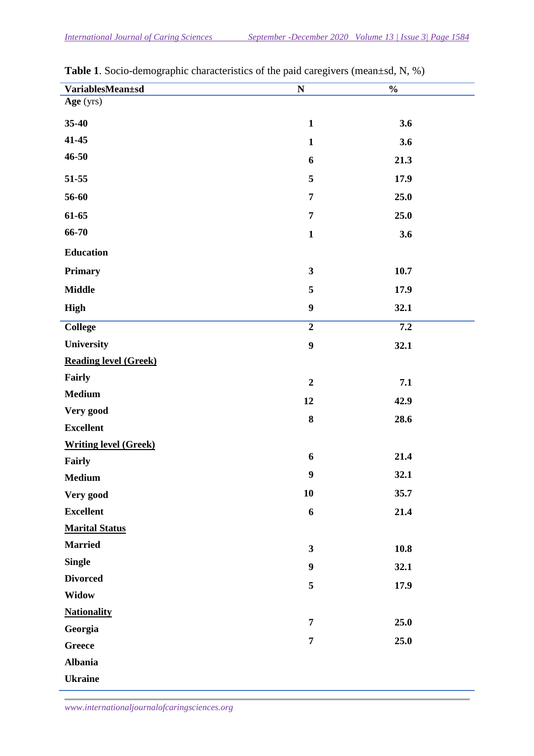**Table 1**. Socio-demographic characteristics of the paid caregivers (mean±sd, N, %)

| VariablesMean±sd | N | % |
|---|---|---|
| **Age** (yrs) | | |
| **35-40** | **1** | **3.6** |
| **41-45** | **1** | **3.6** |
| **46-50** | **6** | **21.3** |
| **51-55** | **5** | **17.9** |
| **56-60** | **7** | **25.0** |
| **61-65** | **7** | **25.0** |
| **66-70** | **1** | **3.6** |
| **Education** | | |
| **Primary** | **3** | **10.7** |
| **Middle** | **5** | **17.9** |
| **High** | **9** | **32.1** |
| **College** | **2** | **7.2** |
| **University** | **9** | **32.1** |
| **Reading level (Greek)** | | |
| **Fairly** | **2** | **7.1** |
| **Medium** | **12** | **42.9** |
| **Very good** | **8** | **28.6** |
| **Excellent** | | |
| **Writing level (Greek)** | | |
| **Fairly** | **6** | **21.4** |
| **Medium** | **9** | **32.1** |
| **Very good** | **10** | **35.7** |
| **Excellent** | **6** | **21.4** |
| **Marital Status** | | |
| **Married** | **3** | **10.8** |
| **Single** | **9** | **32.1** |
| **Divorced** | **5** | **17.9** |
| **Widow** | | |
| **Nationality** | | |
| **Georgia** | **7** | **25.0** |
| **Greece** | **7** | **25.0** |
| **Albania** | | |
| **Ukraine** | | |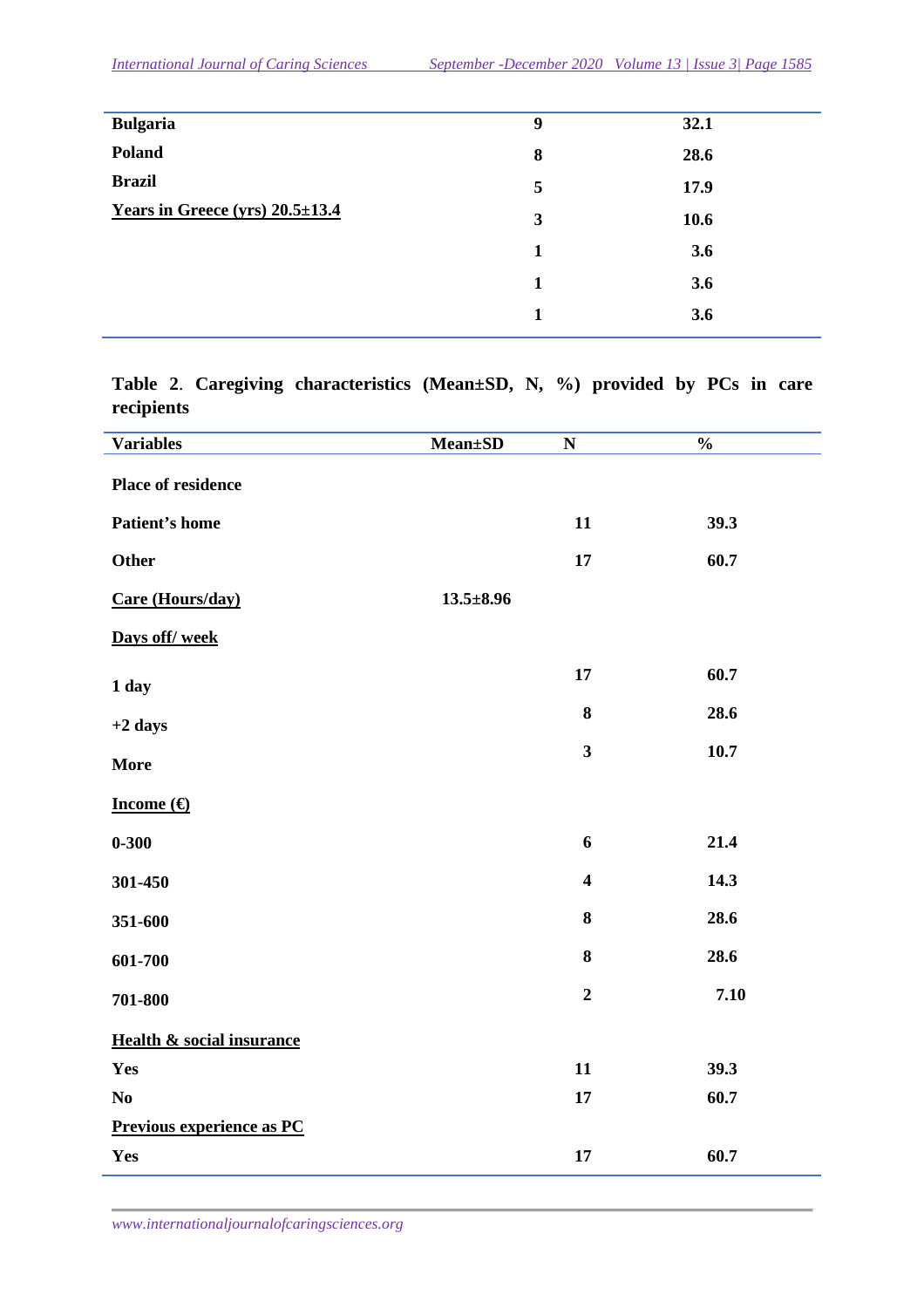| | | |
|---|---|---|
| **Bulgaria** | **9** | **32.1** |
| **Poland** | **8** | **28.6** |
| **Brazil** | **5** | **17.9** |
| **Years in Greece (yrs) 20.5±13.4** | **3** | **10.6** |
| | **1** | **3.6** |
| | **1** | **3.6** |
| | **1** | **3.6** |

**Table 2. Caregiving characteristics (Mean±SD, N, %) provided by PCs in care recipients**

| **Variables** | **Mean±SD** | **N** | **%** |
|---|---|---|---|
| **Place of residence** | | | |
| **Patient's home** | | **11** | **39.3** |
| **Other** | | **17** | **60.7** |
| **Care (Hours/day)** | **13.5±8.96** | | |
| **Days off/ week** | | | |
| **1 day** | | **17** | **60.7** |
| **+2 days** | | **8** | **28.6** |
| **More** | | **3** | **10.7** |
| **Income (€)** | | | |
| **0-300** | | **6** | **21.4** |
| **301-450** | | **4** | **14.3** |
| **351-600** | | **8** | **28.6** |
| **601-700** | | **8** | **28.6** |
| **701-800** | | **2** | **7.10** |
| **Health & social insurance** | | | |
| **Yes** | | **11** | **39.3** |
| **No** | | **17** | **60.7** |
| **Previous experience as PC** | | | |
| **Yes** | | **17** | **60.7** |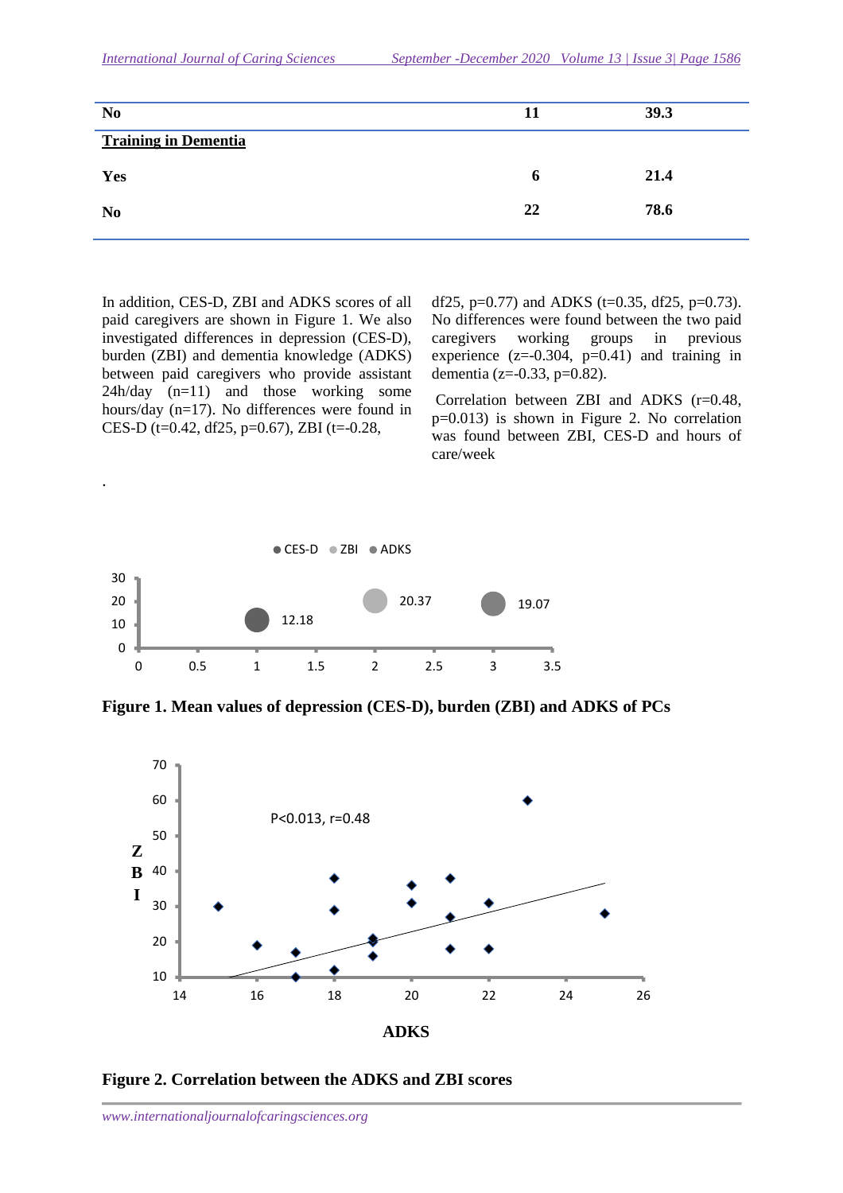| | | |
|---|---|---|
| **No** | **11** | **39.3** |
| **Training in Dementia** | | |
| **Yes** | **6** | **21.4** |
| **No** | **22** | **78.6** |

In addition, CES-D, ZBI and ADKS scores of all paid caregivers are shown in Figure 1. We also investigated differences in depression (CES-D), burden (ZBI) and dementia knowledge (ADKS) between paid caregivers who provide assistant 24h/day (n=11) and those working some hours/day (n=17). No differences were found in CES-D (t=0.42, df25, p=0.67), ZBI (t=-0.28, df25, p=0.77) and ADKS (t=0.35, df25, p=0.73). No differences were found between the two paid caregivers working groups in previous experience (z=-0.304, p=0.41) and training in dementia (z=-0.33, p=0.82).

Correlation between ZBI and ADKS (r=0.48, p=0.013) is shown in Figure 2. No correlation was found between ZBI, CES-D and hours of care/week

.

**Figure 1. Mean values of depression (CES-D), burden (ZBI) and ADKS of PCs**

**Figure 2. Correlation between the ADKS and ZBI scores**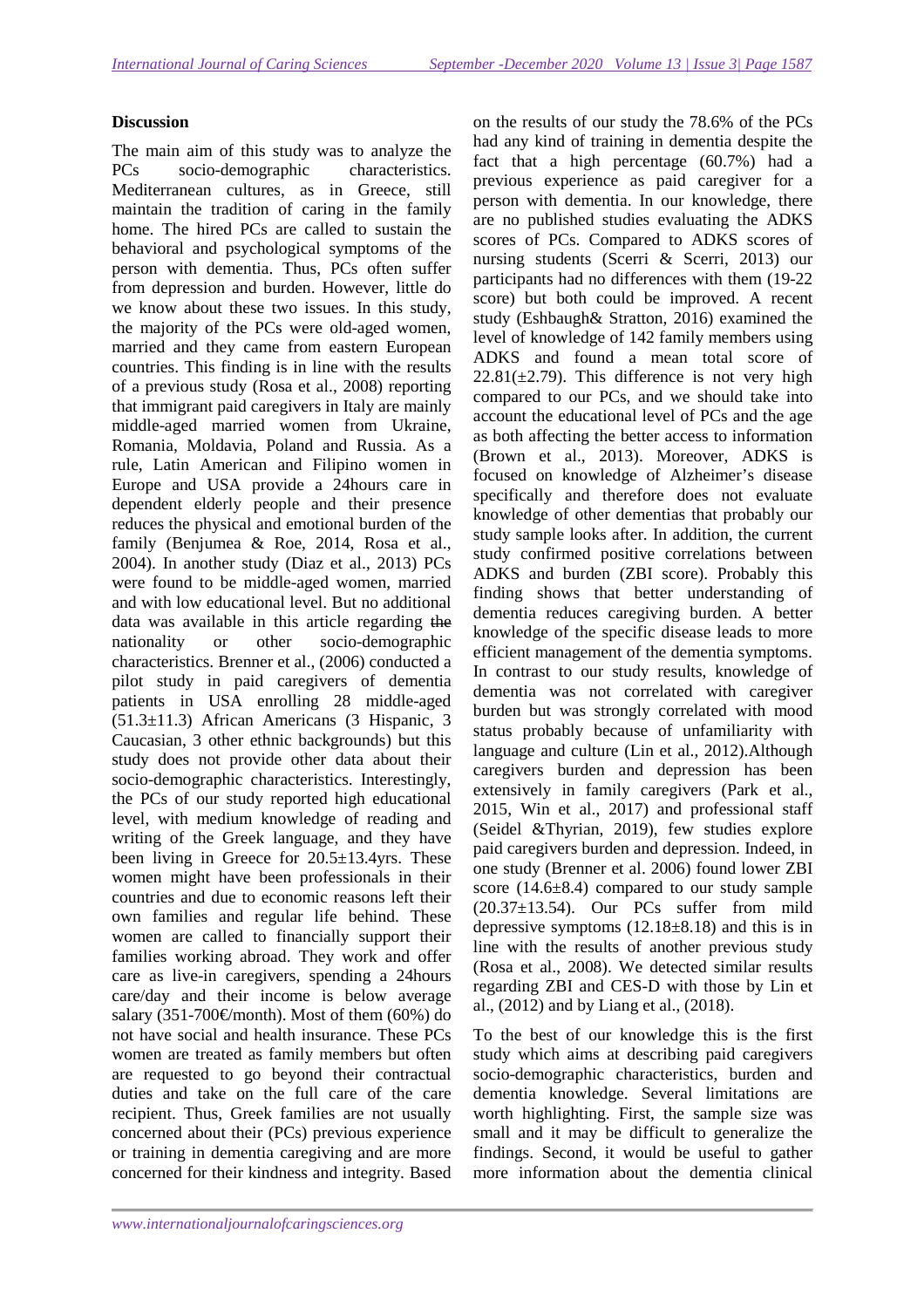**Discussion**

The main aim of this study was to analyze the PCs socio-demographic characteristics. Mediterranean cultures, as in Greece, still maintain the tradition of caring in the family home. The hired PCs are called to sustain the behavioral and psychological symptoms of the person with dementia. Thus, PCs often suffer from depression and burden. However, little do we know about these two issues. In this study, the majority of the PCs were old-aged women, married and they came from eastern European countries. This finding is in line with the results of a previous study (Rosa et al., 2008) reporting that immigrant paid caregivers in Italy are mainly middle-aged married women from Ukraine, Romania, Moldavia, Poland and Russia. As a rule, Latin American and Filipino women in Europe and USA provide a 24hours care in dependent elderly people and their presence reduces the physical and emotional burden of the family (Benjumea & Roe, 2014, Rosa et al., 2004). In another study (Diaz et al., 2013) PCs were found to be middle-aged women, married and with low educational level. But no additional data was available in this article regarding ~~the~~ nationality or other socio-demographic characteristics. Brenner et al., (2006) conducted a pilot study in paid caregivers of dementia patients in USA enrolling 28 middle-aged (51.3±11.3) African Americans (3 Hispanic, 3 Caucasian, 3 other ethnic backgrounds) but this study does not provide other data about their socio-demographic characteristics. Interestingly, the PCs of our study reported high educational level, with medium knowledge of reading and writing of the Greek language, and they have been living in Greece for 20.5±13.4yrs. These women might have been professionals in their countries and due to economic reasons left their own families and regular life behind. These women are called to financially support their families working abroad. They work and offer care as live-in caregivers, spending a 24hours care/day and their income is below average salary (351-700€/month). Most of them (60%) do not have social and health insurance. These PCs women are treated as family members but often are requested to go beyond their contractual duties and take on the full care of the care recipient. Thus, Greek families are not usually concerned about their (PCs) previous experience or training in dementia caregiving and are more concerned for their kindness and integrity. Based on the results of our study the 78.6% of the PCs had any kind of training in dementia despite the fact that a high percentage (60.7%) had a previous experience as paid caregiver for a person with dementia. In our knowledge, there are no published studies evaluating the ADKS scores of PCs. Compared to ADKS scores of nursing students (Scerri & Scerri, 2013) our participants had no differences with them (19-22 score) but both could be improved. A recent study (Eshbaugh& Stratton, 2016) examined the level of knowledge of 142 family members using ADKS and found a mean total score of 22.81(±2.79). This difference is not very high compared to our PCs, and we should take into account the educational level of PCs and the age as both affecting the better access to information (Brown et al., 2013). Moreover, ADKS is focused on knowledge of Alzheimer's disease specifically and therefore does not evaluate knowledge of other dementias that probably our study sample looks after. In addition, the current study confirmed positive correlations between ADKS and burden (ZBI score). Probably this finding shows that better understanding of dementia reduces caregiving burden. A better knowledge of the specific disease leads to more efficient management of the dementia symptoms. In contrast to our study results, knowledge of dementia was not correlated with caregiver burden but was strongly correlated with mood status probably because of unfamiliarity with language and culture (Lin et al., 2012).Although caregivers burden and depression has been extensively in family caregivers (Park et al., 2015, Win et al., 2017) and professional staff (Seidel &Thyrian, 2019), few studies explore paid caregivers burden and depression. Indeed, in one study (Brenner et al. 2006) found lower ZBI score (14.6±8.4) compared to our study sample (20.37±13.54). Our PCs suffer from mild depressive symptoms (12.18±8.18) and this is in line with the results of another previous study (Rosa et al., 2008). We detected similar results regarding ZBI and CES-D with those by Lin et al., (2012) and by Liang et al., (2018).

To the best of our knowledge this is the first study which aims at describing paid caregivers socio-demographic characteristics, burden and dementia knowledge. Several limitations are worth highlighting. First, the sample size was small and it may be difficult to generalize the findings. Second, it would be useful to gather more information about the dementia clinical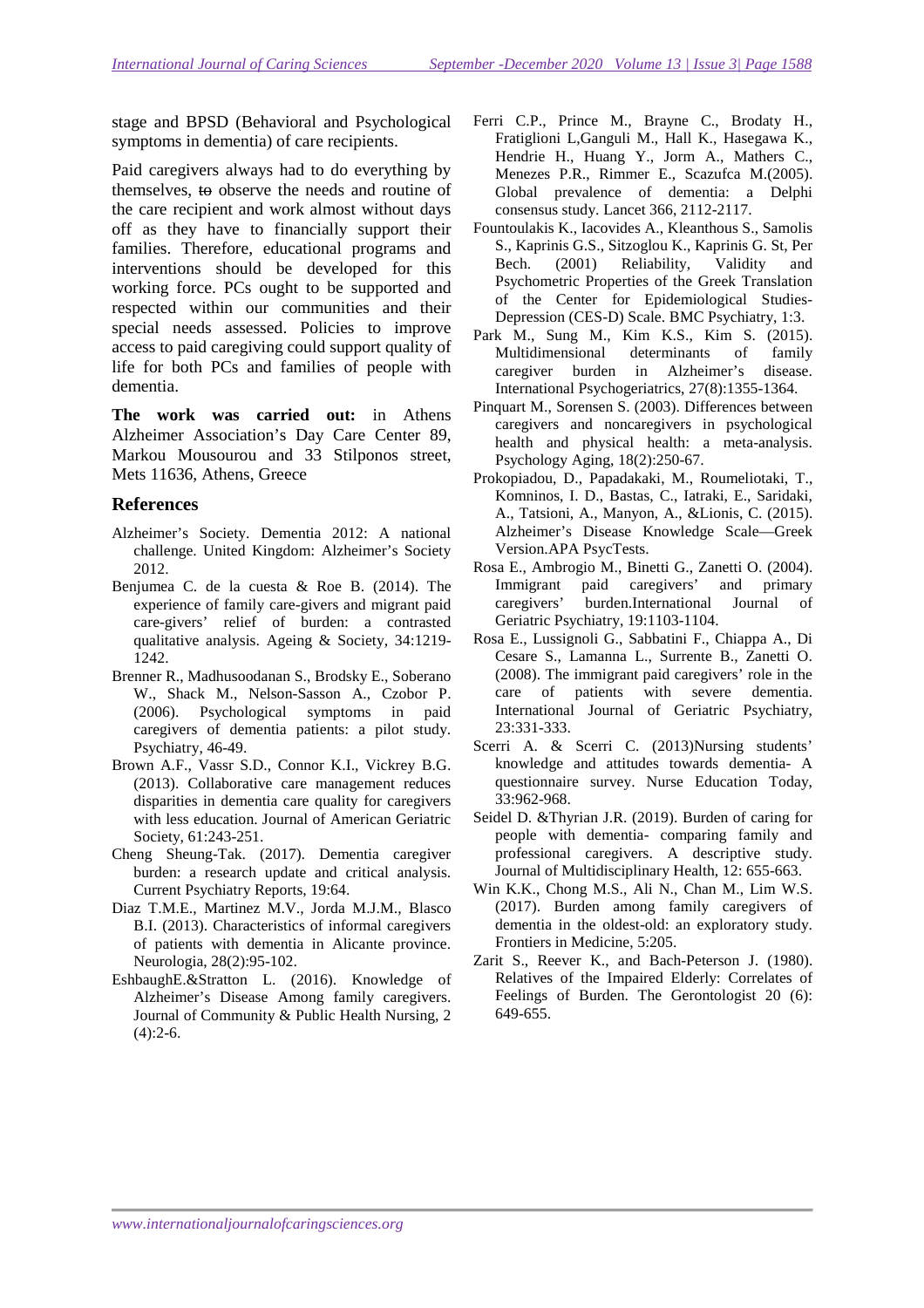stage and BPSD (Behavioral and Psychological symptoms in dementia) of care recipients.

Paid caregivers always had to do everything by themselves, ~~to~~ observe the needs and routine of the care recipient and work almost without days off as they have to financially support their families. Therefore, educational programs and interventions should be developed for this working force. PCs ought to be supported and respected within our communities and their special needs assessed. Policies to improve access to paid caregiving could support quality of life for both PCs and families of people with dementia.

**The work was carried out:** in Athens Alzheimer Association's Day Care Center 89, Markou Mousourou and 33 Stilponos street, Mets 11636, Athens, Greece

## References

Alzheimer's Society. Dementia 2012: A national challenge. United Kingdom: Alzheimer's Society 2012.

Benjumea C. de la cuesta & Roe B. (2014). The experience of family care-givers and migrant paid care-givers' relief of burden: a contrasted qualitative analysis. Ageing & Society, 34:1219-1242.

Brenner R., Madhusoodanan S., Brodsky E., Soberano W., Shack M., Nelson-Sasson A., Czobor P. (2006). Psychological symptoms in paid caregivers of dementia patients: a pilot study. Psychiatry, 46-49.

Brown A.F., Vassr S.D., Connor K.I., Vickrey B.G. (2013). Collaborative care management reduces disparities in dementia care quality for caregivers with less education. Journal of American Geriatric Society, 61:243-251.

Cheng Sheung-Tak. (2017). Dementia caregiver burden: a research update and critical analysis. Current Psychiatry Reports, 19:64.

Diaz T.M.E., Martinez M.V., Jorda M.J.M., Blasco B.I. (2013). Characteristics of informal caregivers of patients with dementia in Alicante province. Neurologia, 28(2):95-102.

EshbaughE.&Stratton L. (2016). Knowledge of Alzheimer's Disease Among family caregivers. Journal of Community & Public Health Nursing, 2 (4):2-6.

Ferri C.P., Prince M., Brayne C., Brodaty H., Fratiglioni L,Ganguli M., Hall K., Hasegawa K., Hendrie H., Huang Y., Jorm A., Mathers C., Menezes P.R., Rimmer E., Scazufca M.(2005). Global prevalence of dementia: a Delphi consensus study. Lancet 366, 2112-2117.

Fountoulakis K., Iacovides A., Kleanthous S., Samolis S., Kaprinis G.S., Sitzoglou K., Kaprinis G. St, Per Bech. (2001) Reliability, Validity and Psychometric Properties of the Greek Translation of the Center for Epidemiological Studies-Depression (CES-D) Scale. BMC Psychiatry, 1:3.

Park M., Sung M., Kim K.S., Kim S. (2015). Multidimensional determinants of family caregiver burden in Alzheimer's disease. International Psychogeriatrics, 27(8):1355-1364.

Pinquart M., Sorensen S. (2003). Differences between caregivers and noncaregivers in psychological health and physical health: a meta-analysis. Psychology Aging, 18(2):250-67.

Prokopiadou, D., Papadakaki, M., Roumeliotaki, T., Komninos, I. D., Bastas, C., Iatraki, E., Saridaki, A., Tatsioni, A., Manyon, A., &Lionis, C. (2015). Alzheimer's Disease Knowledge Scale—Greek Version.APA PsycTests.

Rosa E., Ambrogio M., Binetti G., Zanetti O. (2004). Immigrant paid caregivers' and primary caregivers' burden.International Journal of Geriatric Psychiatry, 19:1103-1104.

Rosa E., Lussignoli G., Sabbatini F., Chiappa A., Di Cesare S., Lamanna L., Surrente B., Zanetti O. (2008). The immigrant paid caregivers' role in the care of patients with severe dementia. International Journal of Geriatric Psychiatry, 23:331-333.

Scerri A. & Scerri C. (2013)Nursing students' knowledge and attitudes towards dementia- A questionnaire survey. Nurse Education Today, 33:962-968.

Seidel D. &Thyrian J.R. (2019). Burden of caring for people with dementia- comparing family and professional caregivers. A descriptive study. Journal of Multidisciplinary Health, 12: 655-663.

Win K.K., Chong M.S., Ali N., Chan M., Lim W.S. (2017). Burden among family caregivers of dementia in the oldest-old: an exploratory study. Frontiers in Medicine, 5:205.

Zarit S., Reever K., and Bach-Peterson J. (1980). Relatives of the Impaired Elderly: Correlates of Feelings of Burden. The Gerontologist 20 (6): 649-655.